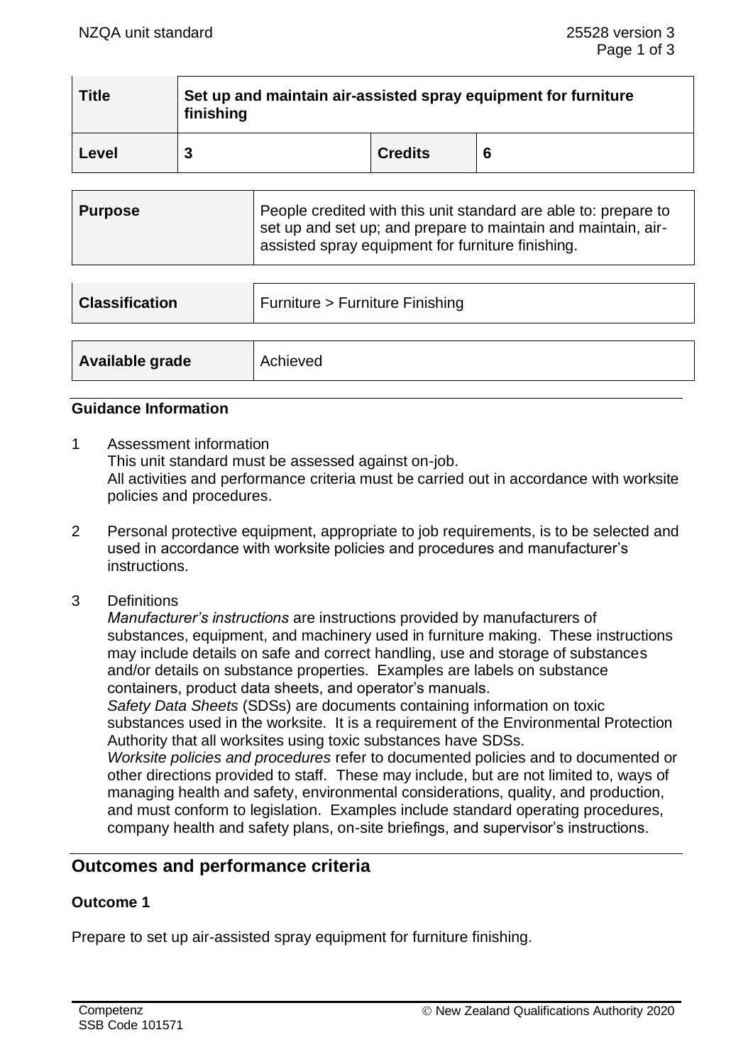| **Title** | **Set up and maintain air-assisted spray equipment for furniture finishing** | | |
|---|---|---|---|
| **Level** | **3** | **Credits** | **6** |

| **Purpose** | People credited with this unit standard are able to: prepare to set up and set up; and prepare to maintain and maintain, air-assisted spray equipment for furniture finishing. |
|---|---|

| **Classification** | Furniture > Furniture Finishing |
|---|---|

| **Available grade** | Achieved |
|---|---|

### Guidance Information

1 Assessment information
This unit standard must be assessed against on-job.
All activities and performance criteria must be carried out in accordance with worksite policies and procedures.

2 Personal protective equipment, appropriate to job requirements, is to be selected and used in accordance with worksite policies and procedures and manufacturer's instructions.

3 Definitions
*Manufacturer's instructions* are instructions provided by manufacturers of substances, equipment, and machinery used in furniture making. These instructions may include details on safe and correct handling, use and storage of substances and/or details on substance properties. Examples are labels on substance containers, product data sheets, and operator's manuals.
*Safety Data Sheets* (SDSs) are documents containing information on toxic substances used in the worksite. It is a requirement of the Environmental Protection Authority that all worksites using toxic substances have SDSs.
*Worksite policies and procedures* refer to documented policies and to documented or other directions provided to staff. These may include, but are not limited to, ways of managing health and safety, environmental considerations, quality, and production, and must conform to legislation. Examples include standard operating procedures, company health and safety plans, on-site briefings, and supervisor's instructions.

## Outcomes and performance criteria

### Outcome 1

Prepare to set up air-assisted spray equipment for furniture finishing.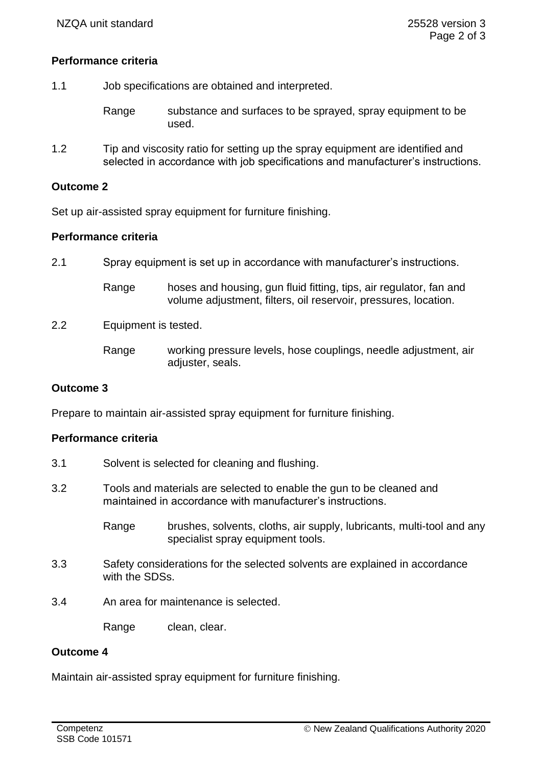## Performance criteria

1.1 Job specifications are obtained and interpreted.

Range substance and surfaces to be sprayed, spray equipment to be used.

1.2 Tip and viscosity ratio for setting up the spray equipment are identified and selected in accordance with job specifications and manufacturer's instructions.

## Outcome 2

Set up air-assisted spray equipment for furniture finishing.

## Performance criteria

2.1 Spray equipment is set up in accordance with manufacturer's instructions.

Range hoses and housing, gun fluid fitting, tips, air regulator, fan and volume adjustment, filters, oil reservoir, pressures, location.

2.2 Equipment is tested.

Range working pressure levels, hose couplings, needle adjustment, air adjuster, seals.

## Outcome 3

Prepare to maintain air-assisted spray equipment for furniture finishing.

## Performance criteria

3.1 Solvent is selected for cleaning and flushing.

3.2 Tools and materials are selected to enable the gun to be cleaned and maintained in accordance with manufacturer's instructions.

Range brushes, solvents, cloths, air supply, lubricants, multi-tool and any specialist spray equipment tools.

3.3 Safety considerations for the selected solvents are explained in accordance with the SDSs.

3.4 An area for maintenance is selected.

Range clean, clear.

## Outcome 4

Maintain air-assisted spray equipment for furniture finishing.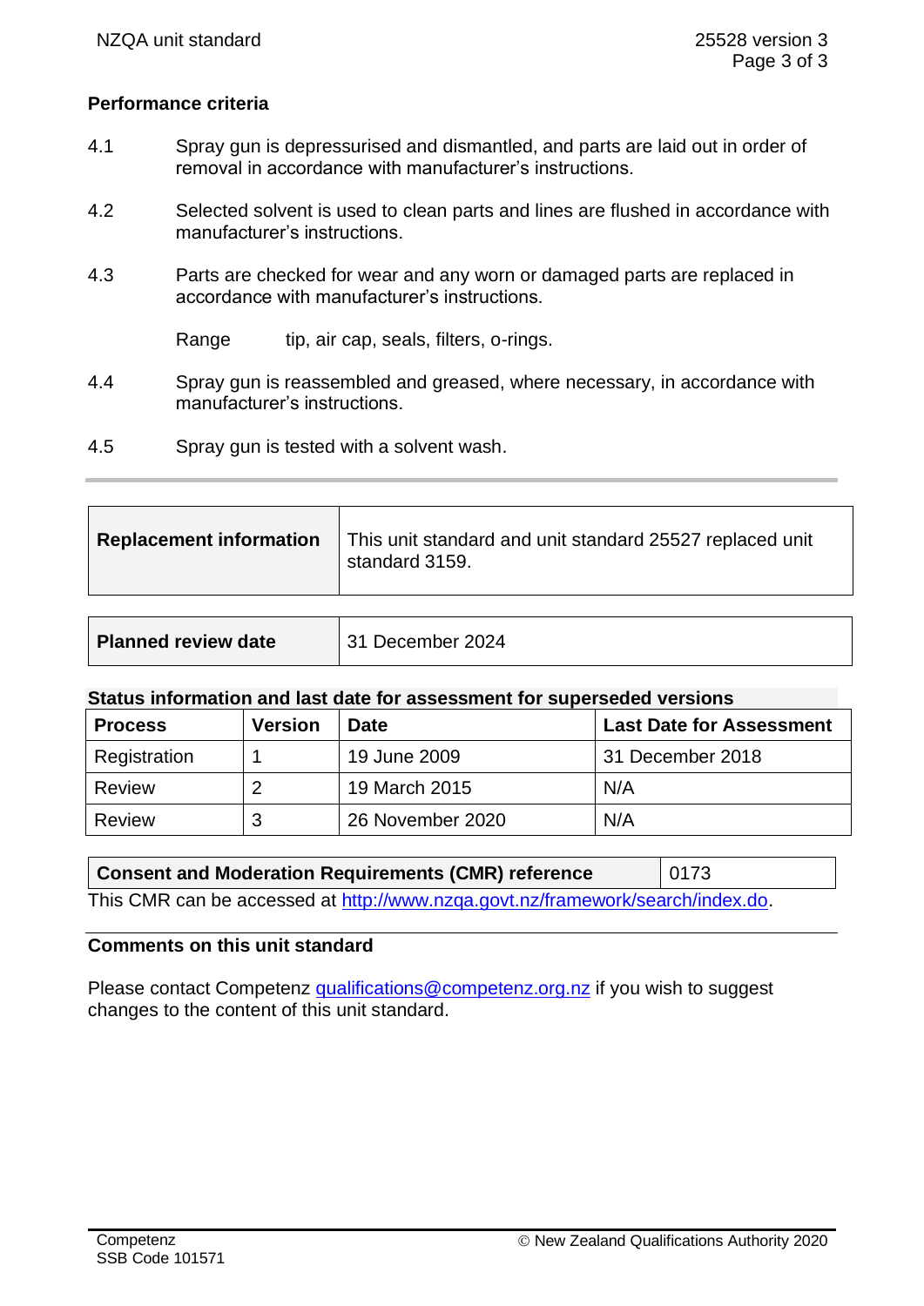**Performance criteria**

4.1 Spray gun is depressurised and dismantled, and parts are laid out in order of removal in accordance with manufacturer's instructions.

4.2 Selected solvent is used to clean parts and lines are flushed in accordance with manufacturer's instructions.

4.3 Parts are checked for wear and any worn or damaged parts are replaced in accordance with manufacturer's instructions.

Range tip, air cap, seals, filters, o-rings.

4.4 Spray gun is reassembled and greased, where necessary, in accordance with manufacturer's instructions.

4.5 Spray gun is tested with a solvent wash.

| | |
|---|---|
| **Replacement information** | This unit standard and unit standard 25527 replaced unit standard 3159. |

| | |
|---|---|
| **Planned review date** | 31 December 2024 |

**Status information and last date for assessment for superseded versions**

| Process | Version | Date | Last Date for Assessment |
|---|---|---|---|
| Registration | 1 | 19 June 2009 | 31 December 2018 |
| Review | 2 | 19 March 2015 | N/A |
| Review | 3 | 26 November 2020 | N/A |

| | |
|---|---|
| **Consent and Moderation Requirements (CMR) reference** | 0173 |

This CMR can be accessed at http://www.nzqa.govt.nz/framework/search/index.do.

**Comments on this unit standard**

Please contact Competenz qualifications@competenz.org.nz if you wish to suggest changes to the content of this unit standard.